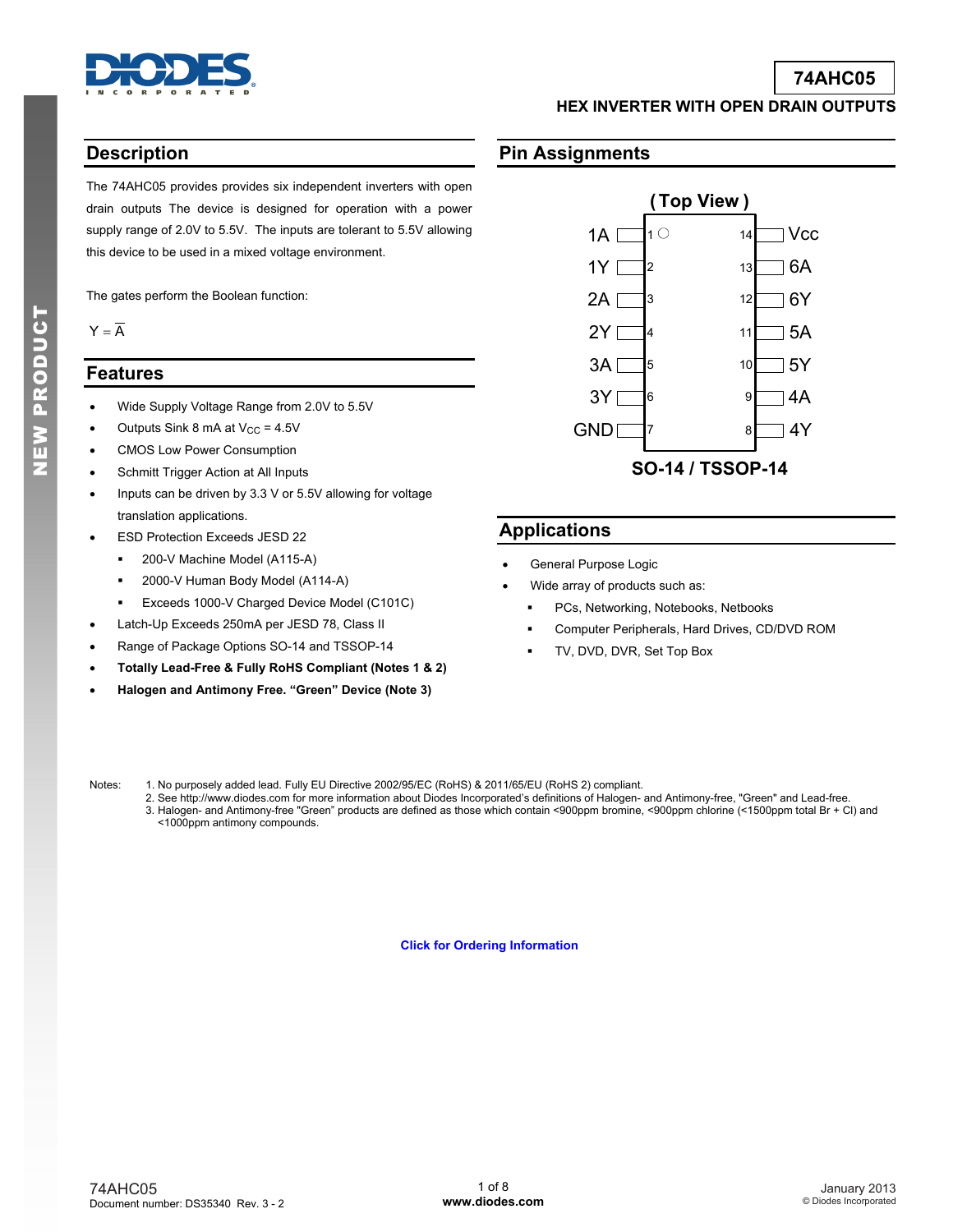# 74AHC05

## HEX INVERTER WITH OPEN DRAIN OUTPUTS

## Description

The 74AHC05 provides provides six independent inverters with open drain outputs The device is designed for operation with a power supply range of 2.0V to 5.5V. The inputs are tolerant to 5.5V allowing this device to be used in a mixed voltage environment.

The gates perform the Boolean function:

$Y = \overline{A}$

## Features

- Wide Supply Voltage Range from 2.0V to 5.5V
- Outputs Sink 8 mA at $V_{CC}$ = 4.5V
- CMOS Low Power Consumption
- Schmitt Trigger Action at All Inputs
- Inputs can be driven by 3.3 V or 5.5V allowing for voltage translation applications.
- ESD Protection Exceeds JESD 22
  - 200-V Machine Model (A115-A)
  - 2000-V Human Body Model (A114-A)
  - Exceeds 1000-V Charged Device Model (C101C)
- Latch-Up Exceeds 250mA per JESD 78, Class II
- Range of Package Options SO-14 and TSSOP-14
- **Totally Lead-Free & Fully RoHS Compliant (Notes 1 & 2)**
- **Halogen and Antimony Free. "Green" Device (Note 3)**

## Pin Assignments

(Top View)

| Pin | Name | Pin | Name |
|---|---|---|---|
| 1 | 1A | 14 | Vcc |
| 2 | 1Y | 13 | 6A |
| 3 | 2A | 12 | 6Y |
| 4 | 2Y | 11 | 5A |
| 5 | 3A | 10 | 5Y |
| 6 | 3Y | 9 | 4A |
| 7 | GND | 8 | 4Y |

SO-14 / TSSOP-14

## Applications

- General Purpose Logic
- Wide array of products such as:
  - PCs, Networking, Notebooks, Netbooks
  - Computer Peripherals, Hard Drives, CD/DVD ROM
  - TV, DVD, DVR, Set Top Box

Notes:
1. No purposely added lead. Fully EU Directive 2002/95/EC (RoHS) & 2011/65/EU (RoHS 2) compliant.
2. See http://www.diodes.com for more information about Diodes Incorporated's definitions of Halogen- and Antimony-free, "Green" and Lead-free.
3. Halogen- and Antimony-free "Green" products are defined as those which contain <900ppm bromine, <900ppm chlorine (<1500ppm total Br + Cl) and <1000ppm antimony compounds.

**Click for Ordering Information**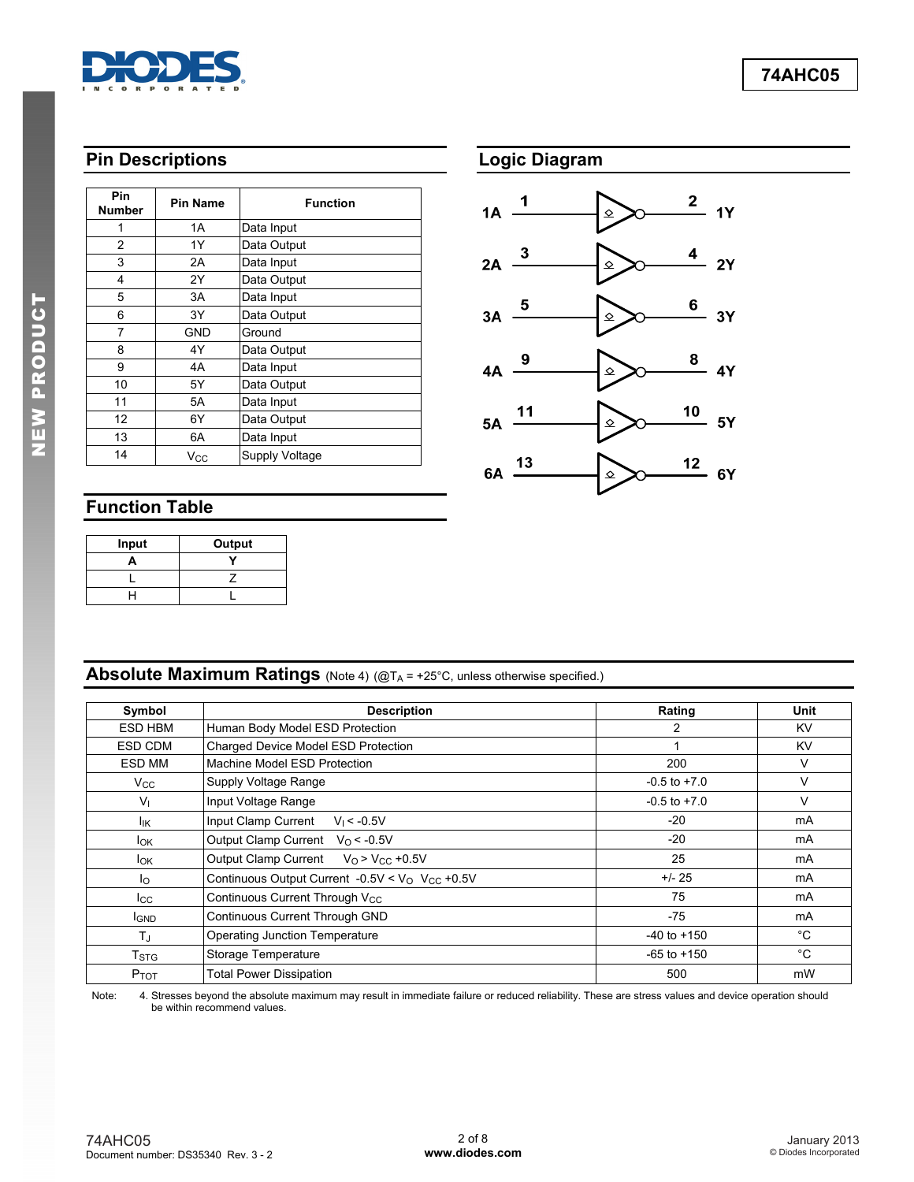## Pin Descriptions

| Pin Number | Pin Name | Function |
|---|---|---|
| 1 | 1A | Data Input |
| 2 | 1Y | Data Output |
| 3 | 2A | Data Input |
| 4 | 2Y | Data Output |
| 5 | 3A | Data Input |
| 6 | 3Y | Data Output |
| 7 | GND | Ground |
| 8 | 4Y | Data Output |
| 9 | 4A | Data Input |
| 10 | 5Y | Data Output |
| 11 | 5A | Data Input |
| 12 | 6Y | Data Output |
| 13 | 6A | Data Input |
| 14 | $V_{CC}$ | Supply Voltage |

## Logic Diagram

| Input | Pin | Pin | Output |
|---|---|---|---|
| 1A | 1 | 2 | 1Y |
| 2A | 3 | 4 | 2Y |
| 3A | 5 | 6 | 3Y |
| 4A | 9 | 8 | 4Y |
| 5A | 11 | 10 | 5Y |
| 6A | 13 | 12 | 6Y |

## Function Table

| Input | Output |
|---|---|
| A | Y |
| L | Z |
| H | L |

## Absolute Maximum Ratings (Note 4) (@$T_A$ = +25°C, unless otherwise specified.)

| Symbol | Description | Rating | Unit |
|---|---|---|---|
| ESD HBM | Human Body Model ESD Protection | 2 | KV |
| ESD CDM | Charged Device Model ESD Protection | 1 | KV |
| ESD MM | Machine Model ESD Protection | 200 | V |
| $V_{CC}$ | Supply Voltage Range | -0.5 to +7.0 | V |
| $V_I$ | Input Voltage Range | -0.5 to +7.0 | V |
| $I_{IK}$ | Input Clamp Current $V_I < -0.5V$ | -20 | mA |
| $I_{OK}$ | Output Clamp Current $V_O < -0.5V$ | -20 | mA |
| $I_{OK}$ | Output Clamp Current $V_O > V_{CC} +0.5V$ | 25 | mA |
| $I_O$ | Continuous Output Current $-0.5V < V_O$ $V_{CC} +0.5V$ | +/- 25 | mA |
| $I_{CC}$ | Continuous Current Through $V_{CC}$ | 75 | mA |
| $I_{GND}$ | Continuous Current Through GND | -75 | mA |
| $T_J$ | Operating Junction Temperature | -40 to +150 | °C |
| $T_{STG}$ | Storage Temperature | -65 to +150 | °C |
| $P_{TOT}$ | Total Power Dissipation | 500 | mW |

Note: 4. Stresses beyond the absolute maximum may result in immediate failure or reduced reliability. These are stress values and device operation should be within recommend values.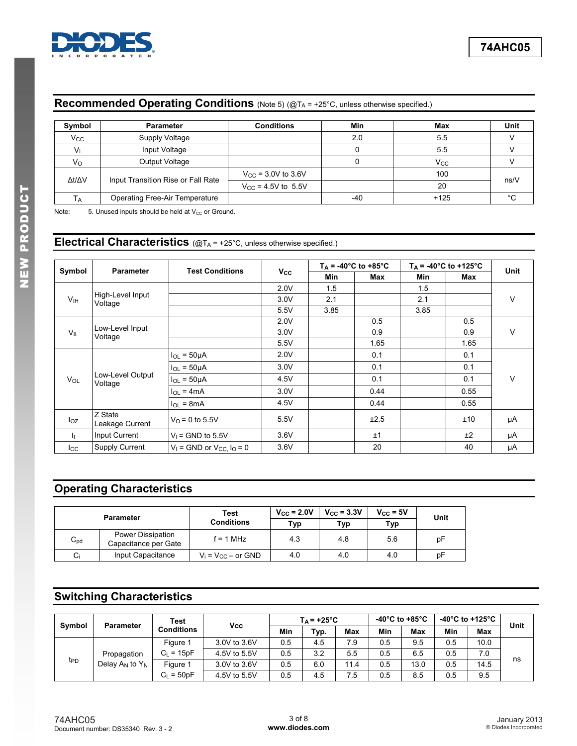## Recommended Operating Conditions (Note 5) (@$T_A$ = +25°C, unless otherwise specified.)

| Symbol | Parameter | Conditions | Min | Max | Unit |
|---|---|---|---|---|---|
| $V_{CC}$ | Supply Voltage | | 2.0 | 5.5 | V |
| $V_I$ | Input Voltage | | 0 | 5.5 | V |
| $V_O$ | Output Voltage | | 0 | $V_{CC}$ | V |
| Δt/ΔV | Input Transition Rise or Fall Rate | $V_{CC}$ = 3.0V to 3.6V | | 100 | ns/V |
| | | $V_{CC}$ = 4.5V to 5.5V | | 20 | |
| $T_A$ | Operating Free-Air Temperature | | -40 | +125 | °C |

Note: 5. Unused inputs should be held at $V_{CC}$ or Ground.

## Electrical Characteristics (@$T_A$ = +25°C, unless otherwise specified.)

| Symbol | Parameter | Test Conditions | $V_{CC}$ | $T_A$ = -40°C to +85°C | | $T_A$ = -40°C to +125°C | | Unit |
|---|---|---|---|---|---|---|---|---|
| | | | | Min | Max | Min | Max | |
| $V_{IH}$ | High-Level Input Voltage | | 2.0V | 1.5 | | 1.5 | | V |
| | | | 3.0V | 2.1 | | 2.1 | | |
| | | | 5.5V | 3.85 | | 3.85 | | |
| $V_{IL}$ | Low-Level Input Voltage | | 2.0V | | 0.5 | | 0.5 | V |
| | | | 3.0V | | 0.9 | | 0.9 | |
| | | | 5.5V | | 1.65 | | 1.65 | |
| $V_{OL}$ | Low-Level Output Voltage | $I_{OL}$ = 50μA | 2.0V | | 0.1 | | 0.1 | V |
| | | $I_{OL}$ = 50μA | 3.0V | | 0.1 | | 0.1 | |
| | | $I_{OL}$ = 50μA | 4.5V | | 0.1 | | 0.1 | |
| | | $I_{OL}$ = 4mA | 3.0V | | 0.44 | | 0.55 | |
| | | $I_{OL}$ = 8mA | 4.5V | | 0.44 | | 0.55 | |
| $I_{OZ}$ | Z State Leakage Current | $V_O$ = 0 to 5.5V | 5.5V | | ±2.5 | | ±10 | μA |
| $I_I$ | Input Current | $V_I$ = GND to 5.5V | 3.6V | | ±1 | | ±2 | μA |
| $I_{CC}$ | Supply Current | $V_I$ = GND or $V_{CC}$, $I_O$ = 0 | 3.6V | | 20 | | 40 | μA |

## Operating Characteristics

| Parameter | | Test Conditions | $V_{CC}$ = 2.0V | $V_{CC}$ = 3.3V | $V_{CC}$ = 5V | Unit |
|---|---|---|---|---|---|---|
| | | | Typ | Typ | Typ | |
| $C_{pd}$ | Power Dissipation Capacitance per Gate | f = 1 MHz | 4.3 | 4.8 | 5.6 | pF |
| $C_i$ | Input Capacitance | $V_i$ = $V_{CC}$ – or GND | 4.0 | 4.0 | 4.0 | pF |

## Switching Characteristics

| Symbol | Parameter | Test Conditions | Vcc | $T_A$ = +25°C | | | -40°C to +85°C | | -40°C to +125°C | | Unit |
|---|---|---|---|---|---|---|---|---|---|---|---|
| | | | | Min | Typ. | Max | Min | Max | Min | Max | |
| $t_{PD}$ | Propagation Delay $A_N$ to $Y_N$ | Figure 1 $C_L$ = 15pF | 3.0V to 3.6V | 0.5 | 4.5 | 7.9 | 0.5 | 9.5 | 0.5 | 10.0 | ns |
| | | | 4.5V to 5.5V | 0.5 | 3.2 | 5.5 | 0.5 | 6.5 | 0.5 | 7.0 | |
| | | Figure 1 $C_L$ = 50pF | 3.0V to 3.6V | 0.5 | 6.0 | 11.4 | 0.5 | 13.0 | 0.5 | 14.5 | |
| | | | 4.5V to 5.5V | 0.5 | 4.5 | 7.5 | 0.5 | 8.5 | 0.5 | 9.5 | |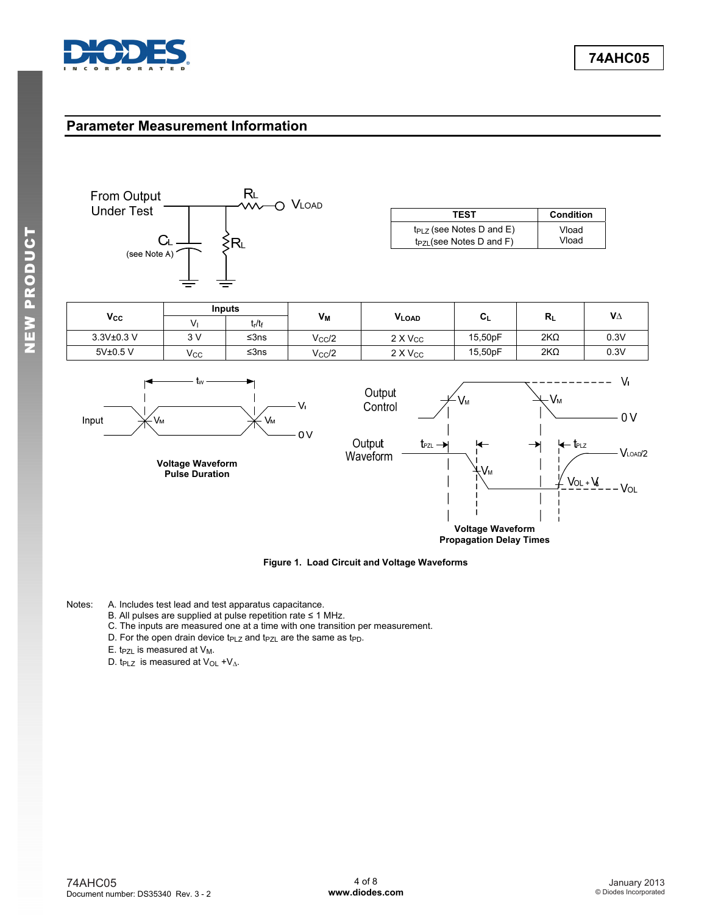## Parameter Measurement Information

From Output Under Test

$C_L$ (see Note A)

$R_L$

$V_{LOAD}$

| TEST | Condition |
|---|---|
| $t_{PLZ}$ (see Notes D and E)<br>$t_{PZL}$ (see Notes D and F) | Vload<br>Vload |

| $V_{CC}$ | Inputs | | $V_M$ | $V_{LOAD}$ | $C_L$ | $R_L$ | $V_\Delta$ |
|---|---|---|---|---|---|---|---|
| | $V_I$ | $t_r/t_f$ | | | | | |
| 3.3V±0.3 V | 3 V | ≤3ns | $V_{CC}/2$ | 2 X $V_{CC}$ | 15,50pF | 2KΩ | 0.3V |
| 5V±0.5 V | $V_{CC}$ | ≤3ns | $V_{CC}/2$ | 2 X $V_{CC}$ | 15,50pF | 2KΩ | 0.3V |

Input — $t_W$ — $V_M$ — $V_I$ — 0 V

**Voltage Waveform Pulse Duration**

Output Control — $V_M$ — $V_I$ — 0 V

Output Waveform — $t_{PZL}$ — $t_{PLZ}$ — $V_M$ — $V_{LOAD}/2$ — $V_{OL} + V_\Delta$ — $V_{OL}$

**Voltage Waveform Propagation Delay Times**

**Figure 1. Load Circuit and Voltage Waveforms**

Notes:
A. Includes test lead and test apparatus capacitance.
B. All pulses are supplied at pulse repetition rate ≤ 1 MHz.
C. The inputs are measured one at a time with one transition per measurement.
D. For the open drain device $t_{PLZ}$ and $t_{PZL}$ are the same as $t_{PD}$.
E. $t_{PZL}$ is measured at $V_M$.
D. $t_{PLZ}$ is measured at $V_{OL} + V_\Delta$.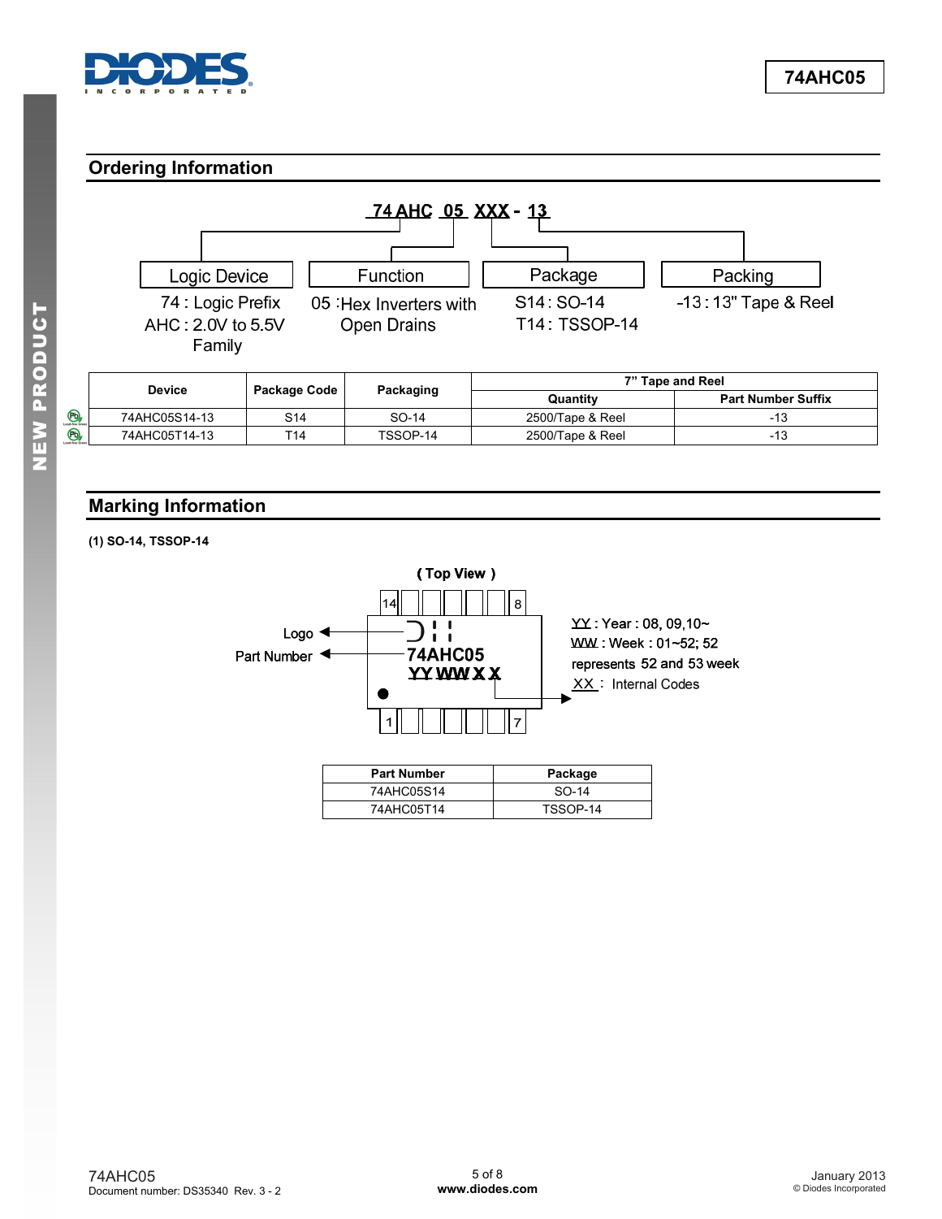## Ordering Information

**74 AHC 05 XXX - 13**

| Logic Device | Function | Package | Packing |
|---|---|---|---|
| 74 : Logic Prefix<br>AHC : 2.0V to 5.5V Family | 05 :Hex Inverters with Open Drains | S14 : SO-14<br>T14 : TSSOP-14 | -13 : 13" Tape & Reel |

| Device | Package Code | Packaging | 7" Tape and Reel | |
|---|---|---|---|---|
| | | | Quantity | Part Number Suffix |
| 74AHC05S14-13 | S14 | SO-14 | 2500/Tape & Reel | -13 |
| 74AHC05T14-13 | T14 | TSSOP-14 | 2500/Tape & Reel | -13 |

## Marking Information

**(1) SO-14, TSSOP-14**

( Top View )

Logo

Part Number: 74AHC05

YY WW X X

YY : Year : 08, 09,10~
WW : Week : 01~52; 52 represents 52 and 53 week
XX : Internal Codes

| Part Number | Package |
|---|---|
| 74AHC05S14 | SO-14 |
| 74AHC05T14 | TSSOP-14 |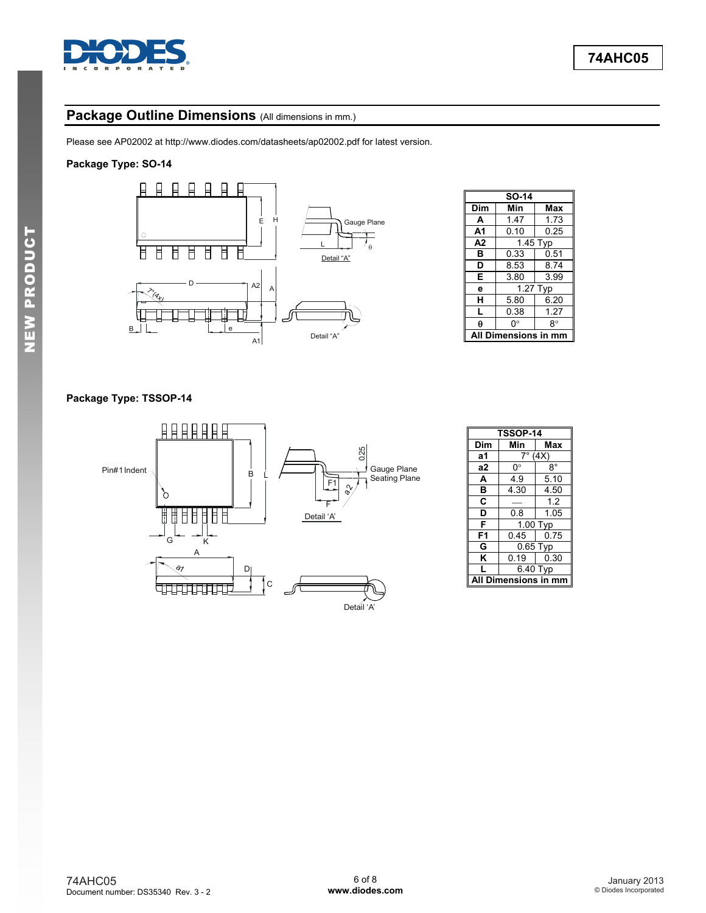## Package Outline Dimensions (All dimensions in mm.)

Please see AP02002 at http://www.diodes.com/datasheets/ap02002.pdf for latest version.

### Package Type: SO-14

| SO-14 | | |
|---|---|---|
| **Dim** | **Min** | **Max** |
| **A** | 1.47 | 1.73 |
| **A1** | 0.10 | 0.25 |
| **A2** | 1.45 Typ | |
| **B** | 0.33 | 0.51 |
| **D** | 8.53 | 8.74 |
| **E** | 3.80 | 3.99 |
| **e** | 1.27 Typ | |
| **H** | 5.80 | 6.20 |
| **L** | 0.38 | 1.27 |
| **θ** | 0° | 8° |
| **All Dimensions in mm** | | |

### Package Type: TSSOP-14

| TSSOP-14 | | |
|---|---|---|
| **Dim** | **Min** | **Max** |
| **a1** | 7° (4X) | |
| **a2** | 0° | 8° |
| **A** | 4.9 | 5.10 |
| **B** | 4.30 | 4.50 |
| **C** | — | 1.2 |
| **D** | 0.8 | 1.05 |
| **F** | 1.00 Typ | |
| **F1** | 0.45 | 0.75 |
| **G** | 0.65 Typ | |
| **K** | 0.19 | 0.30 |
| **L** | 6.40 Typ | |
| **All Dimensions in mm** | | |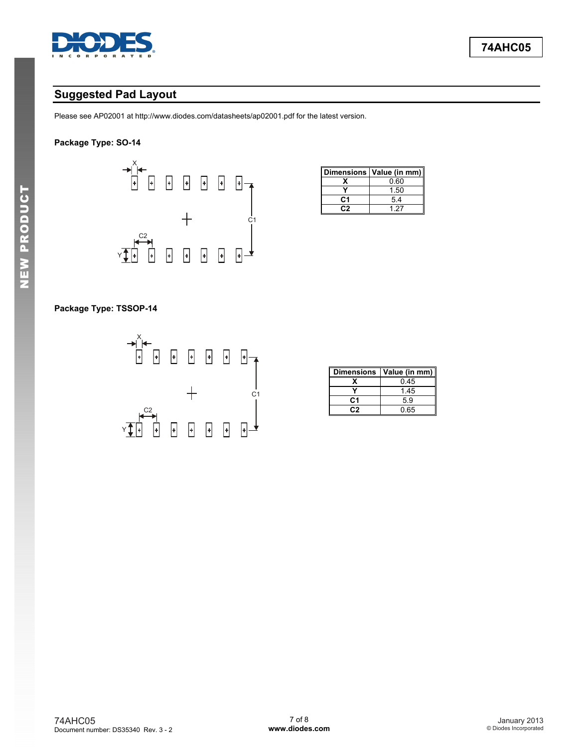## Suggested Pad Layout

Please see AP02001 at http://www.diodes.com/datasheets/ap02001.pdf for the latest version.

**Package Type: SO-14**

| Dimensions | Value (in mm) |
|---|---|
| **X** | 0.60 |
| **Y** | 1.50 |
| **C1** | 5.4 |
| **C2** | 1.27 |

**Package Type: TSSOP-14**

| Dimensions | Value (in mm) |
|---|---|
| **X** | 0.45 |
| **Y** | 1.45 |
| **C1** | 5.9 |
| **C2** | 0.65 |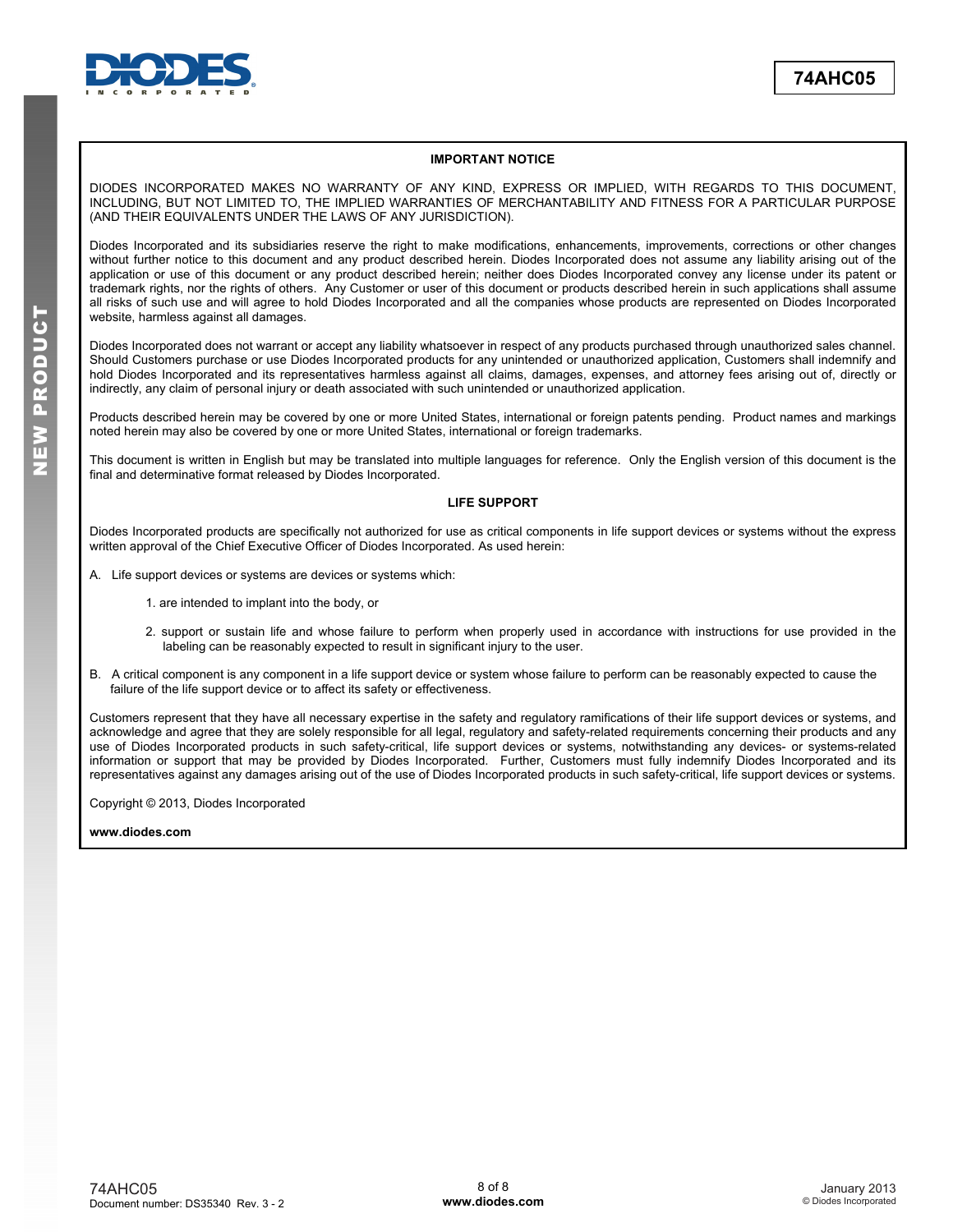## IMPORTANT NOTICE

DIODES INCORPORATED MAKES NO WARRANTY OF ANY KIND, EXPRESS OR IMPLIED, WITH REGARDS TO THIS DOCUMENT, INCLUDING, BUT NOT LIMITED TO, THE IMPLIED WARRANTIES OF MERCHANTABILITY AND FITNESS FOR A PARTICULAR PURPOSE (AND THEIR EQUIVALENTS UNDER THE LAWS OF ANY JURISDICTION).

Diodes Incorporated and its subsidiaries reserve the right to make modifications, enhancements, improvements, corrections or other changes without further notice to this document and any product described herein. Diodes Incorporated does not assume any liability arising out of the application or use of this document or any product described herein; neither does Diodes Incorporated convey any license under its patent or trademark rights, nor the rights of others. Any Customer or user of this document or products described herein in such applications shall assume all risks of such use and will agree to hold Diodes Incorporated and all the companies whose products are represented on Diodes Incorporated website, harmless against all damages.

Diodes Incorporated does not warrant or accept any liability whatsoever in respect of any products purchased through unauthorized sales channel. Should Customers purchase or use Diodes Incorporated products for any unintended or unauthorized application, Customers shall indemnify and hold Diodes Incorporated and its representatives harmless against all claims, damages, expenses, and attorney fees arising out of, directly or indirectly, any claim of personal injury or death associated with such unintended or unauthorized application.

Products described herein may be covered by one or more United States, international or foreign patents pending. Product names and markings noted herein may also be covered by one or more United States, international or foreign trademarks.

This document is written in English but may be translated into multiple languages for reference. Only the English version of this document is the final and determinative format released by Diodes Incorporated.

## LIFE SUPPORT

Diodes Incorporated products are specifically not authorized for use as critical components in life support devices or systems without the express written approval of the Chief Executive Officer of Diodes Incorporated. As used herein:

A. Life support devices or systems are devices or systems which:

1. are intended to implant into the body, or

2. support or sustain life and whose failure to perform when properly used in accordance with instructions for use provided in the labeling can be reasonably expected to result in significant injury to the user.

B. A critical component is any component in a life support device or system whose failure to perform can be reasonably expected to cause the failure of the life support device or to affect its safety or effectiveness.

Customers represent that they have all necessary expertise in the safety and regulatory ramifications of their life support devices or systems, and acknowledge and agree that they are solely responsible for all legal, regulatory and safety-related requirements concerning their products and any use of Diodes Incorporated products in such safety-critical, life support devices or systems, notwithstanding any devices- or systems-related information or support that may be provided by Diodes Incorporated. Further, Customers must fully indemnify Diodes Incorporated and its representatives against any damages arising out of the use of Diodes Incorporated products in such safety-critical, life support devices or systems.

Copyright © 2013, Diodes Incorporated

**www.diodes.com**